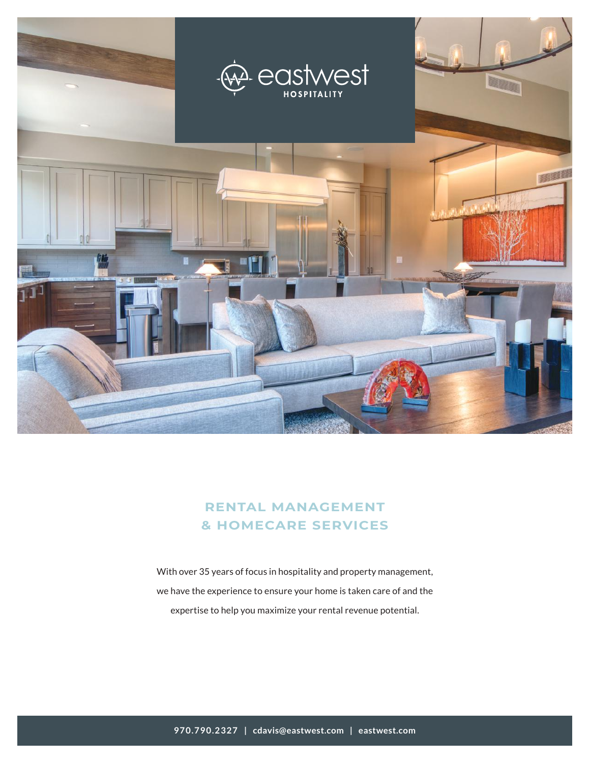eastwest HOSPITALITY

# RENTAL MANAGEMENT & HOMECARE SERVICES

With over 35 years of focus in hospitality and property management, we have the experience to ensure your home is taken care of and the expertise to help you maximize your rental revenue potential.

**970.790.2327 | cdavis@eastwest.com | eastwest.com**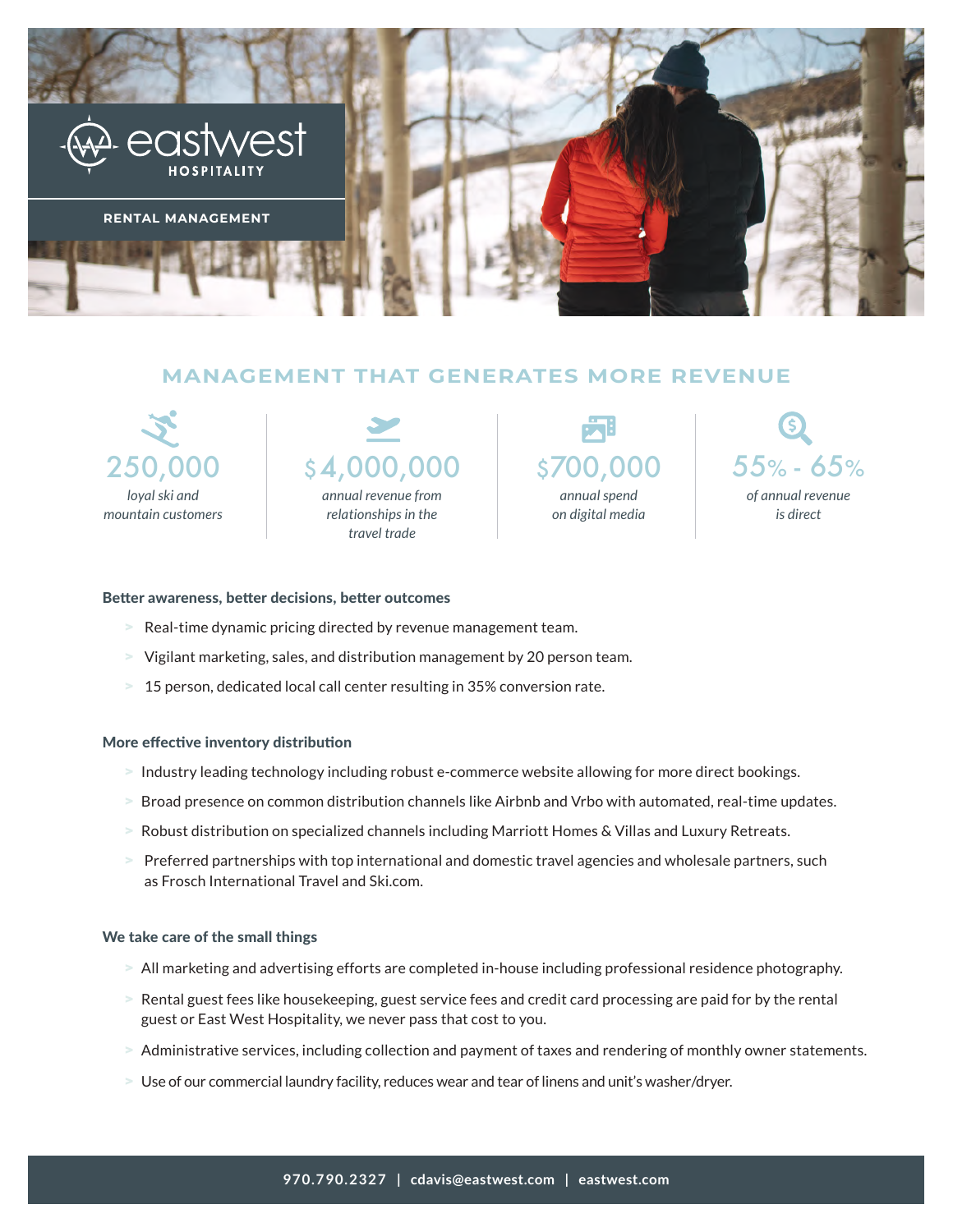eastwest HOSPITALITY

RENTAL MANAGEMENT

## MANAGEMENT THAT GENERATES MORE REVENUE

**250,000**
*loyal ski and mountain customers*

**$4,000,000**
*annual revenue from relationships in the travel trade*

**$700,000**
*annual spend on digital media*

**55% - 65%**
*of annual revenue is direct*

### Better awareness, better decisions, better outcomes

- Real-time dynamic pricing directed by revenue management team.
- Vigilant marketing, sales, and distribution management by 20 person team.
- 15 person, dedicated local call center resulting in 35% conversion rate.

### More effective inventory distribution

- Industry leading technology including robust e-commerce website allowing for more direct bookings.
- Broad presence on common distribution channels like Airbnb and Vrbo with automated, real-time updates.
- Robust distribution on specialized channels including Marriott Homes & Villas and Luxury Retreats.
- Preferred partnerships with top international and domestic travel agencies and wholesale partners, such as Frosch International Travel and Ski.com.

### We take care of the small things

- All marketing and advertising efforts are completed in-house including professional residence photography.
- Rental guest fees like housekeeping, guest service fees and credit card processing are paid for by the rental guest or East West Hospitality, we never pass that cost to you.
- Administrative services, including collection and payment of taxes and rendering of monthly owner statements.
- Use of our commercial laundry facility, reduces wear and tear of linens and unit's washer/dryer.

**970.790.2327 | cdavis@eastwest.com | eastwest.com**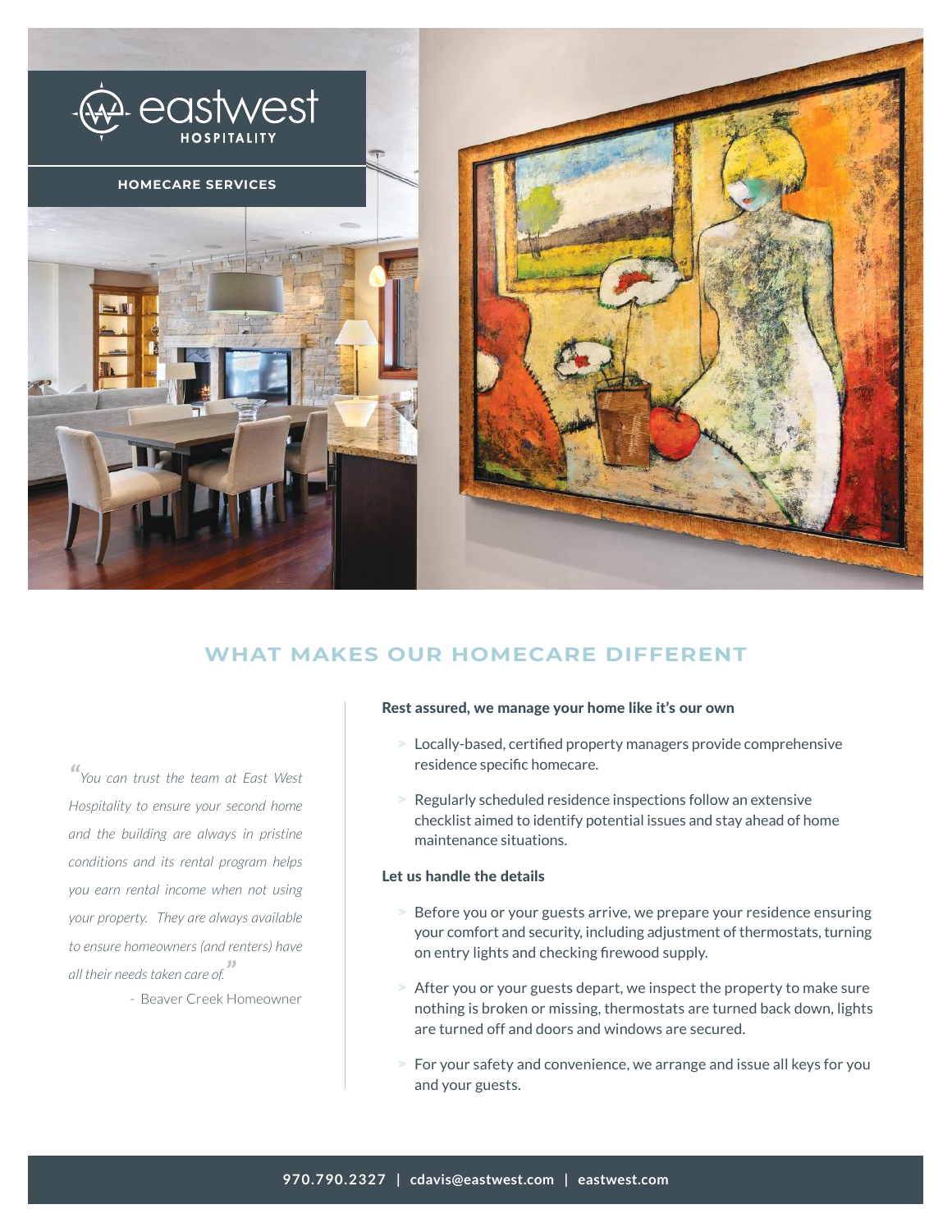eastwest HOSPITALITY

HOMECARE SERVICES

## WHAT MAKES OUR HOMECARE DIFFERENT

*"You can trust the team at East West Hospitality to ensure your second home and the building are always in pristine conditions and its rental program helps you earn rental income when not using your property. They are always available to ensure homeowners (and renters) have all their needs taken care of."*

\- Beaver Creek Homeowner

**Rest assured, we manage your home like it's our own**

- Locally-based, certified property managers provide comprehensive residence specific homecare.
- Regularly scheduled residence inspections follow an extensive checklist aimed to identify potential issues and stay ahead of home maintenance situations.

**Let us handle the details**

- Before you or your guests arrive, we prepare your residence ensuring your comfort and security, including adjustment of thermostats, turning on entry lights and checking firewood supply.
- After you or your guests depart, we inspect the property to make sure nothing is broken or missing, thermostats are turned back down, lights are turned off and doors and windows are secured.
- For your safety and convenience, we arrange and issue all keys for you and your guests.

970.790.2327 | cdavis@eastwest.com | eastwest.com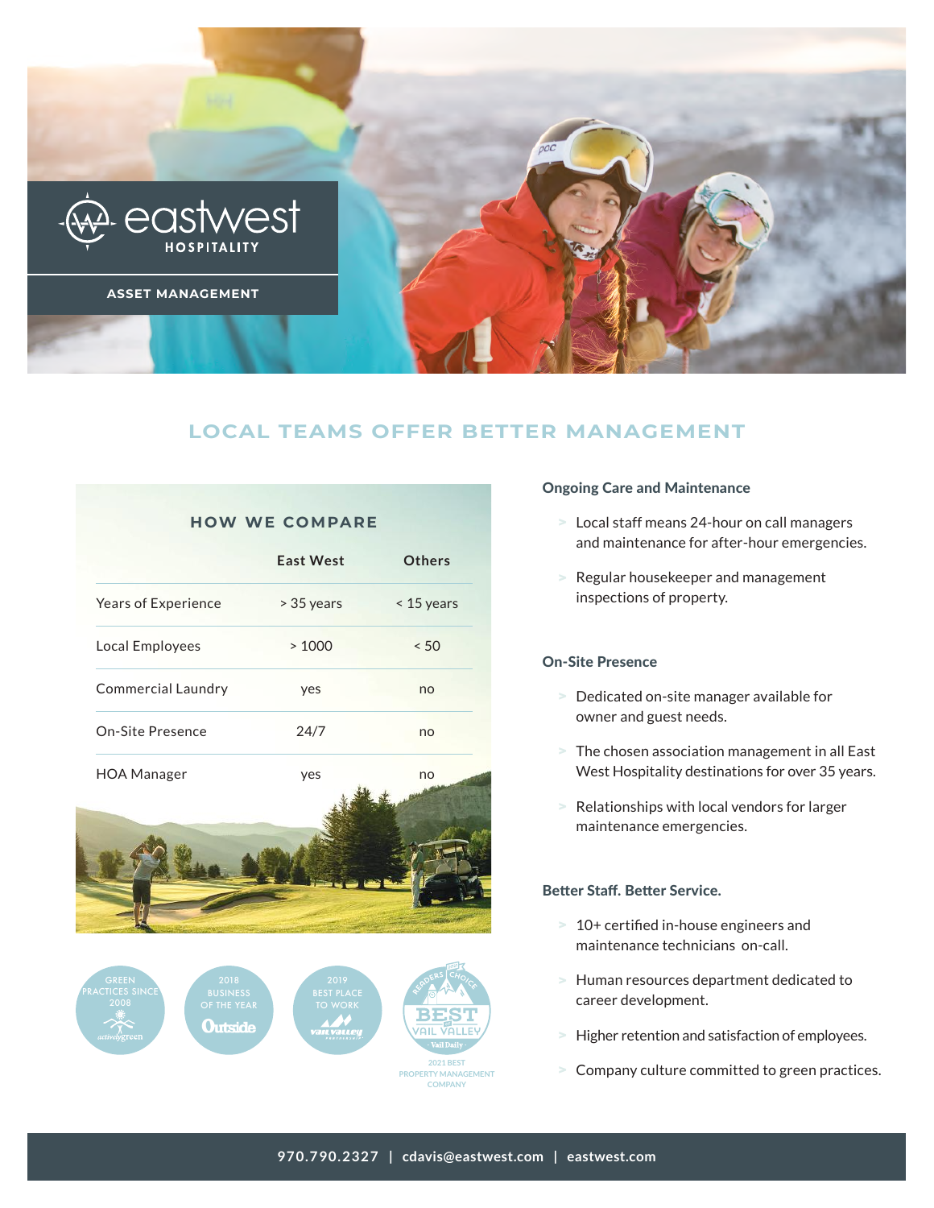eastwest HOSPITALITY

ASSET MANAGEMENT

# LOCAL TEAMS OFFER BETTER MANAGEMENT

## HOW WE COMPARE

| | East West | Others |
|---|---|---|
| Years of Experience | > 35 years | < 15 years |
| Local Employees | > 1000 | < 50 |
| Commercial Laundry | yes | no |
| On-Site Presence | 24/7 | no |
| HOA Manager | yes | no |

GREEN PRACTICES SINCE 2008 actively green

2018 BUSINESS OF THE YEAR Outside

2019 BEST PLACE TO WORK Vail Valley

READERS CHOICE BEST OF VAIL VALLEY Vail Daily

2021 BEST PROPERTY MANAGEMENT COMPANY

### Ongoing Care and Maintenance

- Local staff means 24-hour on call managers and maintenance for after-hour emergencies.
- Regular housekeeper and management inspections of property.

### On-Site Presence

- Dedicated on-site manager available for owner and guest needs.
- The chosen association management in all East West Hospitality destinations for over 35 years.
- Relationships with local vendors for larger maintenance emergencies.

### Better Staff. Better Service.

- 10+ certified in-house engineers and maintenance technicians on-call.
- Human resources department dedicated to career development.
- Higher retention and satisfaction of employees.
- Company culture committed to green practices.

970.790.2327 | cdavis@eastwest.com | eastwest.com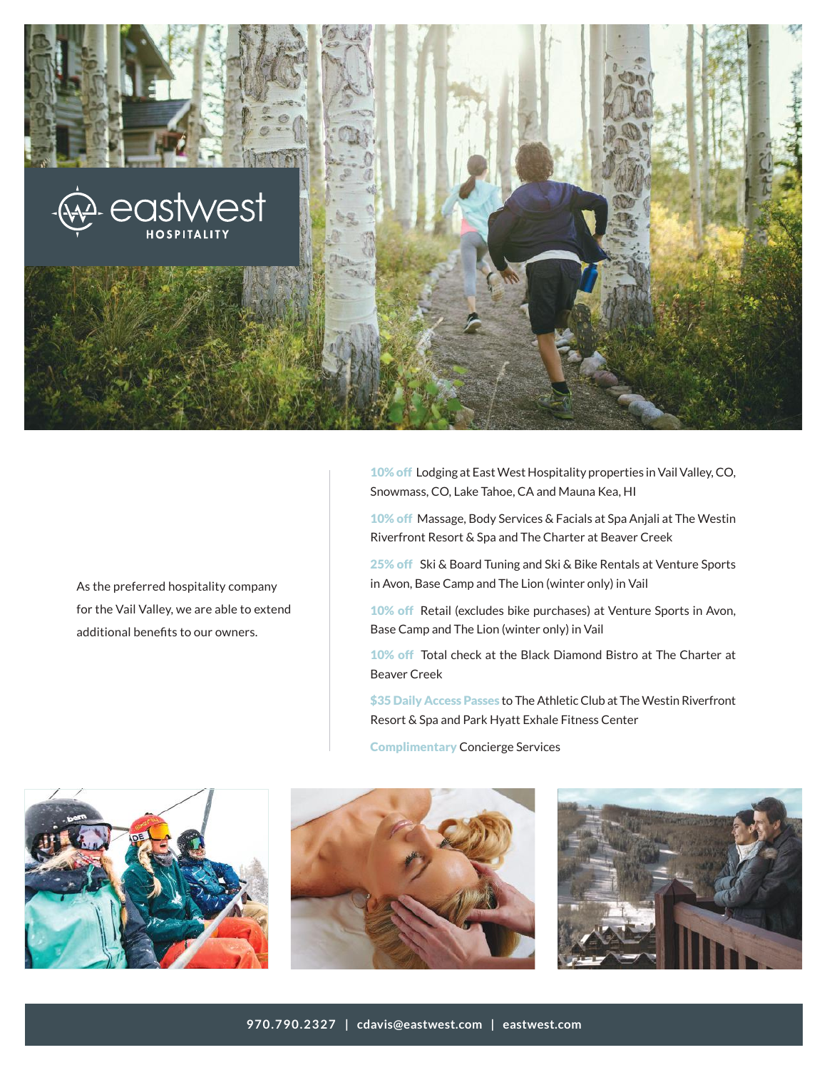eastwest HOSPITALITY

As the preferred hospitality company for the Vail Valley, we are able to extend additional benefits to our owners.

**10% off** Lodging at East West Hospitality properties in Vail Valley, CO, Snowmass, CO, Lake Tahoe, CA and Mauna Kea, HI

**10% off** Massage, Body Services & Facials at Spa Anjali at The Westin Riverfront Resort & Spa and The Charter at Beaver Creek

**25% off** Ski & Board Tuning and Ski & Bike Rentals at Venture Sports in Avon, Base Camp and The Lion (winter only) in Vail

**10% off** Retail (excludes bike purchases) at Venture Sports in Avon, Base Camp and The Lion (winter only) in Vail

**10% off** Total check at the Black Diamond Bistro at The Charter at Beaver Creek

**$35 Daily Access Passes** to The Athletic Club at The Westin Riverfront Resort & Spa and Park Hyatt Exhale Fitness Center

**Complimentary** Concierge Services

970.790.2327 | cdavis@eastwest.com | eastwest.com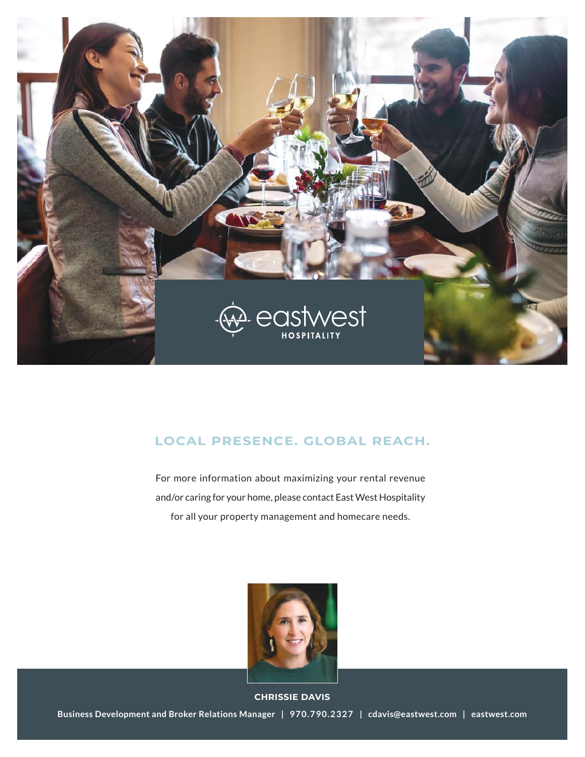eastwest HOSPITALITY

## LOCAL PRESENCE. GLOBAL REACH.

For more information about maximizing your rental revenue and/or caring for your home, please contact East West Hospitality for all your property management and homecare needs.

**CHRISSIE DAVIS**

**Business Development and Broker Relations Manager | 970.790.2327 | cdavis@eastwest.com | eastwest.com**